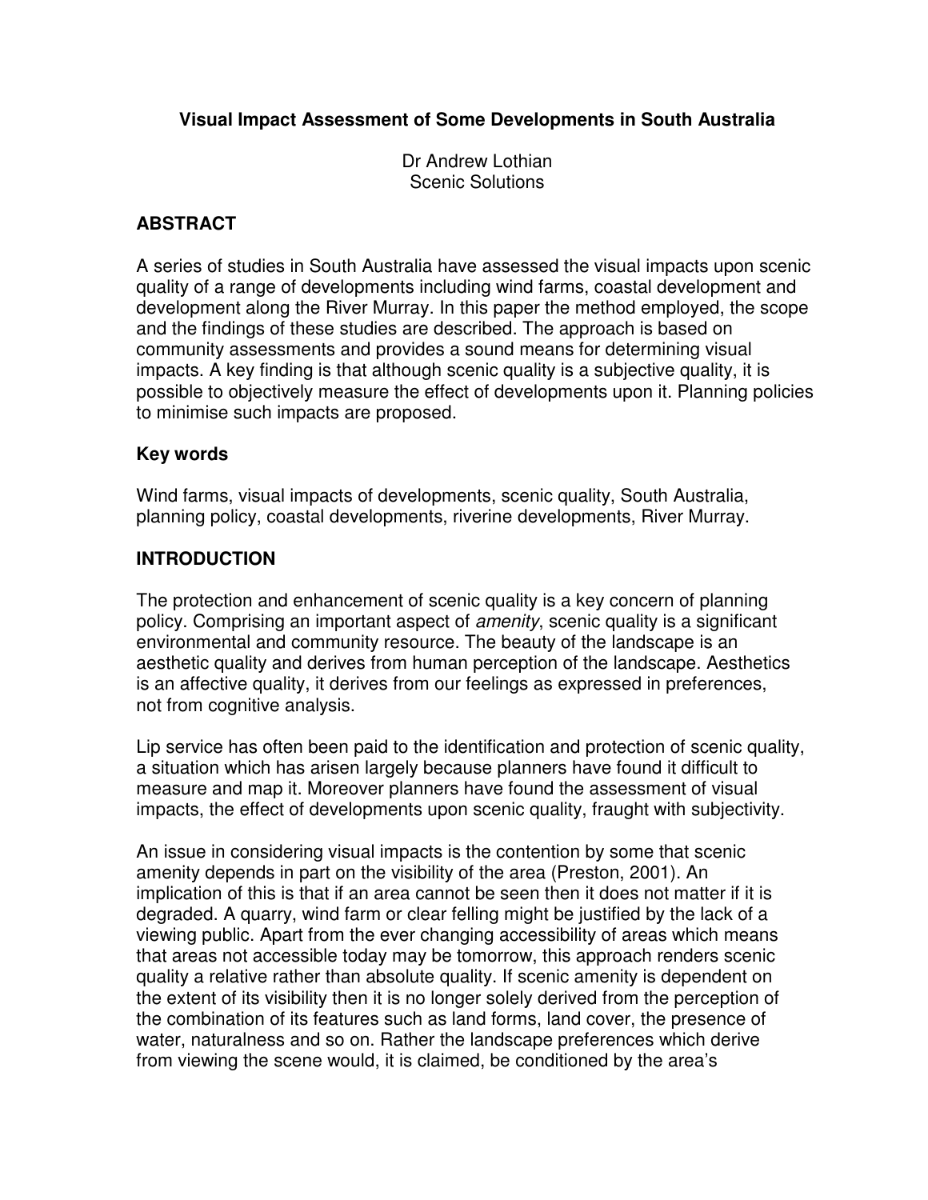# Visual Impact Assessment of Some Developments in South Australia

Dr Andrew Lothian
Scenic Solutions

## ABSTRACT

A series of studies in South Australia have assessed the visual impacts upon scenic quality of a range of developments including wind farms, coastal development and development along the River Murray. In this paper the method employed, the scope and the findings of these studies are described. The approach is based on community assessments and provides a sound means for determining visual impacts. A key finding is that although scenic quality is a subjective quality, it is possible to objectively measure the effect of developments upon it. Planning policies to minimise such impacts are proposed.

## Key words

Wind farms, visual impacts of developments, scenic quality, South Australia, planning policy, coastal developments, riverine developments, River Murray.

## INTRODUCTION

The protection and enhancement of scenic quality is a key concern of planning policy. Comprising an important aspect of *amenity*, scenic quality is a significant environmental and community resource. The beauty of the landscape is an aesthetic quality and derives from human perception of the landscape. Aesthetics is an affective quality, it derives from our feelings as expressed in preferences, not from cognitive analysis.

Lip service has often been paid to the identification and protection of scenic quality, a situation which has arisen largely because planners have found it difficult to measure and map it. Moreover planners have found the assessment of visual impacts, the effect of developments upon scenic quality, fraught with subjectivity.

An issue in considering visual impacts is the contention by some that scenic amenity depends in part on the visibility of the area (Preston, 2001). An implication of this is that if an area cannot be seen then it does not matter if it is degraded. A quarry, wind farm or clear felling might be justified by the lack of a viewing public. Apart from the ever changing accessibility of areas which means that areas not accessible today may be tomorrow, this approach renders scenic quality a relative rather than absolute quality. If scenic amenity is dependent on the extent of its visibility then it is no longer solely derived from the perception of the combination of its features such as land forms, land cover, the presence of water, naturalness and so on. Rather the landscape preferences which derive from viewing the scene would, it is claimed, be conditioned by the area's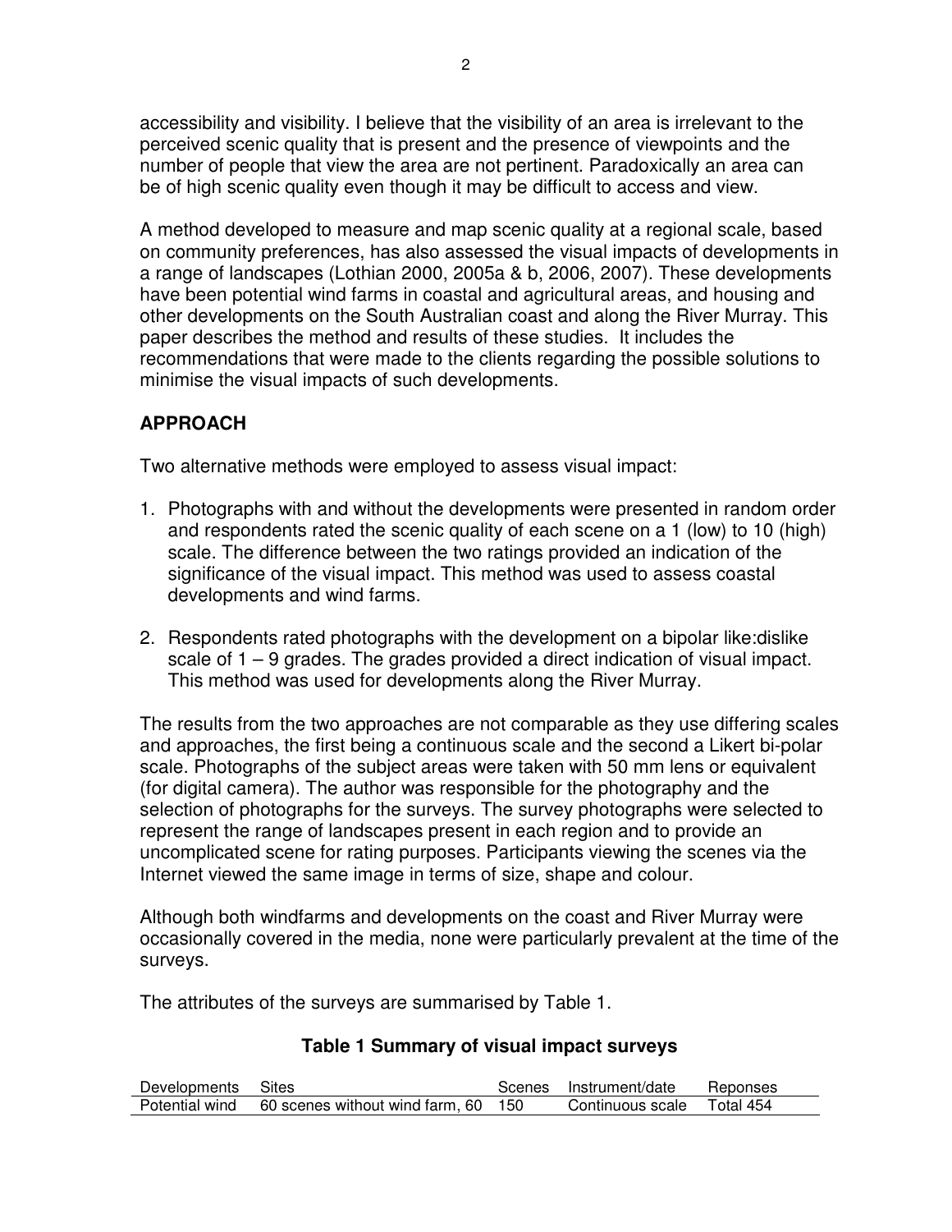accessibility and visibility. I believe that the visibility of an area is irrelevant to the perceived scenic quality that is present and the presence of viewpoints and the number of people that view the area are not pertinent. Paradoxically an area can be of high scenic quality even though it may be difficult to access and view.

A method developed to measure and map scenic quality at a regional scale, based on community preferences, has also assessed the visual impacts of developments in a range of landscapes (Lothian 2000, 2005a & b, 2006, 2007). These developments have been potential wind farms in coastal and agricultural areas, and housing and other developments on the South Australian coast and along the River Murray. This paper describes the method and results of these studies. It includes the recommendations that were made to the clients regarding the possible solutions to minimise the visual impacts of such developments.

## APPROACH

Two alternative methods were employed to assess visual impact:

1. Photographs with and without the developments were presented in random order and respondents rated the scenic quality of each scene on a 1 (low) to 10 (high) scale. The difference between the two ratings provided an indication of the significance of the visual impact. This method was used to assess coastal developments and wind farms.

2. Respondents rated photographs with the development on a bipolar like:dislike scale of 1 – 9 grades. The grades provided a direct indication of visual impact. This method was used for developments along the River Murray.

The results from the two approaches are not comparable as they use differing scales and approaches, the first being a continuous scale and the second a Likert bi-polar scale. Photographs of the subject areas were taken with 50 mm lens or equivalent (for digital camera). The author was responsible for the photography and the selection of photographs for the surveys. The survey photographs were selected to represent the range of landscapes present in each region and to provide an uncomplicated scene for rating purposes. Participants viewing the scenes via the Internet viewed the same image in terms of size, shape and colour.

Although both windfarms and developments on the coast and River Murray were occasionally covered in the media, none were particularly prevalent at the time of the surveys.

The attributes of the surveys are summarised by Table 1.

**Table 1 Summary of visual impact surveys**

| Developments | Sites | Scenes | Instrument/date | Reponses |
|---|---|---|---|---|
| Potential wind | 60 scenes without wind farm, 60 | 150 | Continuous scale | Total 454 |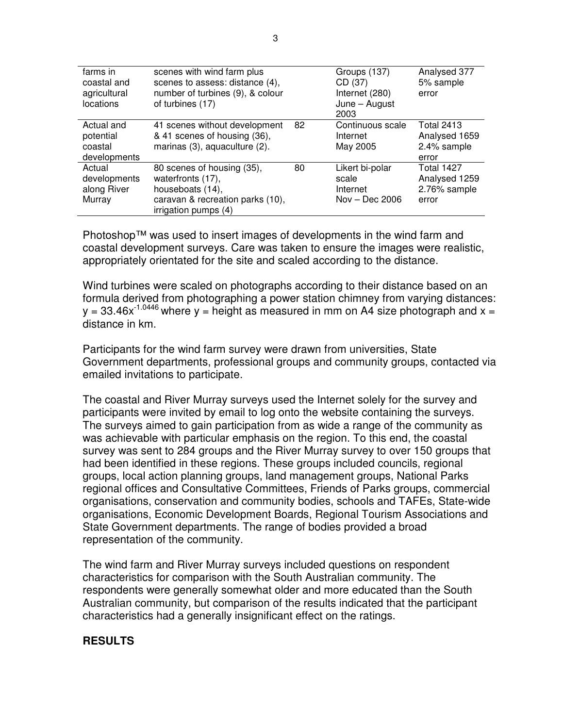| | | | | |
|---|---|---|---|---|
| farms in coastal and agricultural locations | scenes with wind farm plus scenes to assess: distance (4), number of turbines (9), & colour of turbines (17) | | Groups (137) CD (37) Internet (280) June – August 2003 | Analysed 377 5% sample error |
| Actual and potential coastal developments | 41 scenes without development & 41 scenes of housing (36), marinas (3), aquaculture (2). | 82 | Continuous scale Internet May 2005 | Total 2413 Analysed 1659 2.4% sample error |
| Actual developments along River Murray | 80 scenes of housing (35), waterfronts (17), houseboats (14), caravan & recreation parks (10), irrigation pumps (4) | 80 | Likert bi-polar scale Internet Nov – Dec 2006 | Total 1427 Analysed 1259 2.76% sample error |

Photoshop™ was used to insert images of developments in the wind farm and coastal development surveys. Care was taken to ensure the images were realistic, appropriately orientated for the site and scaled according to the distance.

Wind turbines were scaled on photographs according to their distance based on an formula derived from photographing a power station chimney from varying distances: $y = 33.46x^{-1.0446}$ where y = height as measured in mm on A4 size photograph and x = distance in km.

Participants for the wind farm survey were drawn from universities, State Government departments, professional groups and community groups, contacted via emailed invitations to participate.

The coastal and River Murray surveys used the Internet solely for the survey and participants were invited by email to log onto the website containing the surveys. The surveys aimed to gain participation from as wide a range of the community as was achievable with particular emphasis on the region. To this end, the coastal survey was sent to 284 groups and the River Murray survey to over 150 groups that had been identified in these regions. These groups included councils, regional groups, local action planning groups, land management groups, National Parks regional offices and Consultative Committees, Friends of Parks groups, commercial organisations, conservation and community bodies, schools and TAFEs, State-wide organisations, Economic Development Boards, Regional Tourism Associations and State Government departments. The range of bodies provided a broad representation of the community.

The wind farm and River Murray surveys included questions on respondent characteristics for comparison with the South Australian community. The respondents were generally somewhat older and more educated than the South Australian community, but comparison of the results indicated that the participant characteristics had a generally insignificant effect on the ratings.

## RESULTS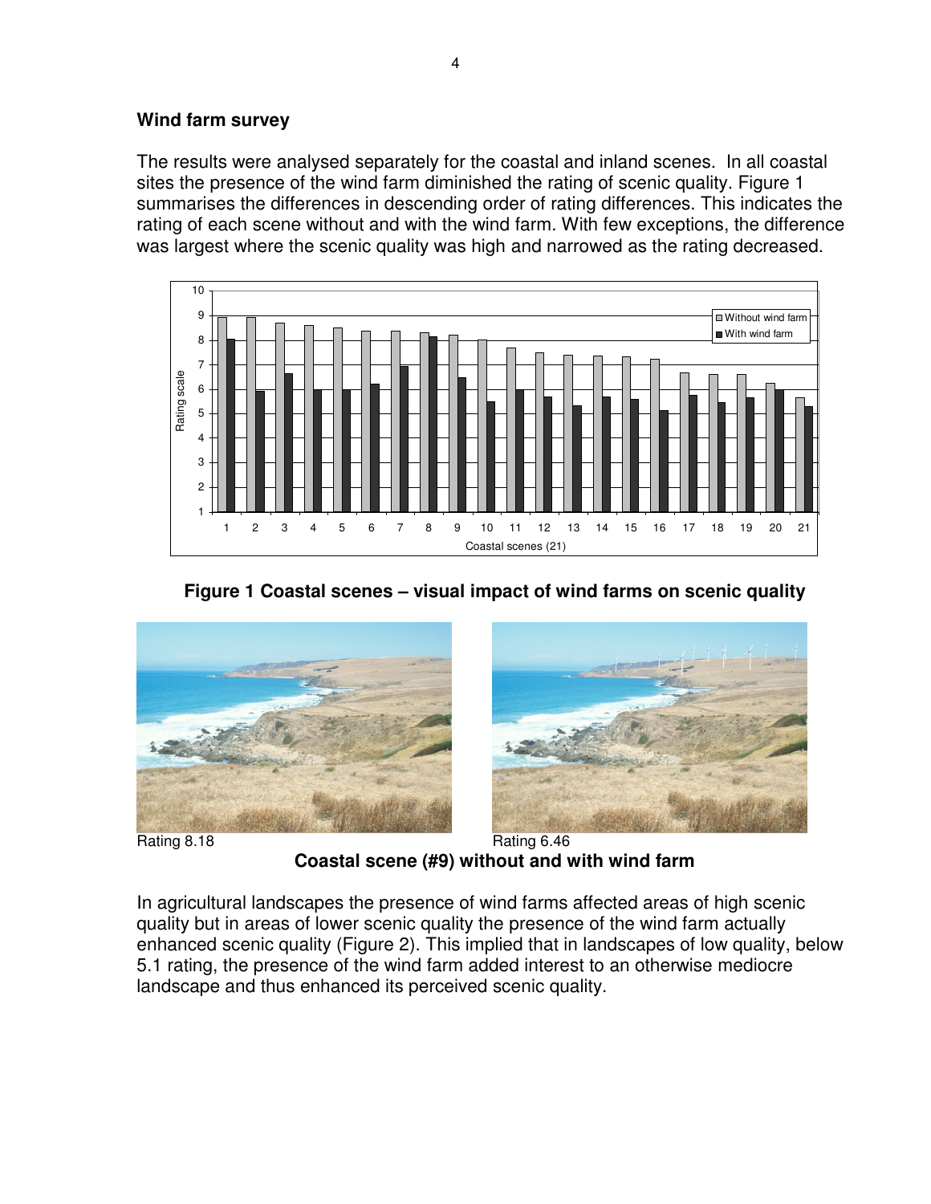## Wind farm survey

The results were analysed separately for the coastal and inland scenes. In all coastal sites the presence of the wind farm diminished the rating of scenic quality. Figure 1 summarises the differences in descending order of rating differences. This indicates the rating of each scene without and with the wind farm. With few exceptions, the difference was largest where the scenic quality was high and narrowed as the rating decreased.

**Figure 1 Coastal scenes – visual impact of wind farms on scenic quality**

Rating 8.18

Rating 6.46

**Coastal scene (#9) without and with wind farm**

In agricultural landscapes the presence of wind farms affected areas of high scenic quality but in areas of lower scenic quality the presence of the wind farm actually enhanced scenic quality (Figure 2). This implied that in landscapes of low quality, below 5.1 rating, the presence of the wind farm added interest to an otherwise mediocre landscape and thus enhanced its perceived scenic quality.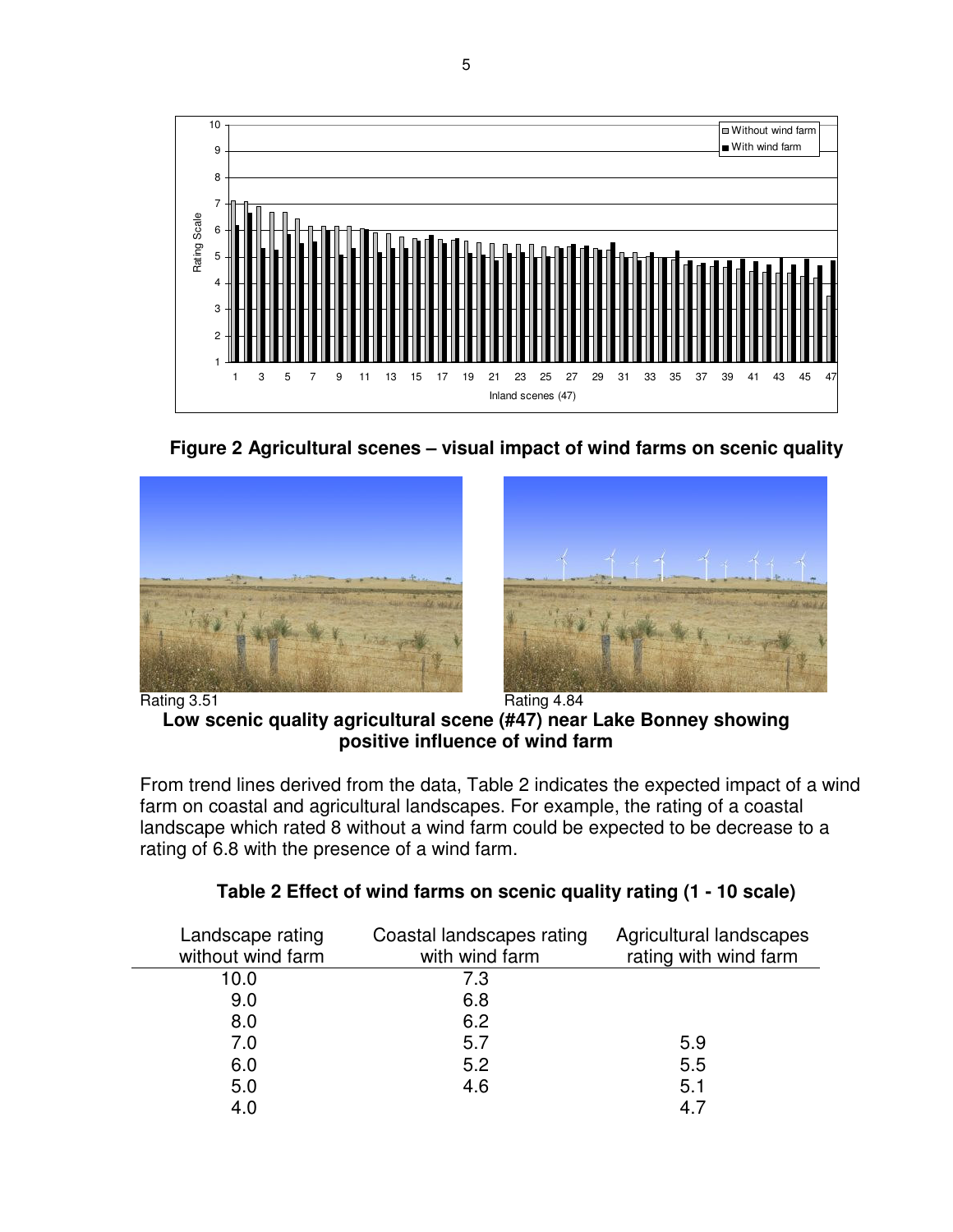**Figure 2 Agricultural scenes – visual impact of wind farms on scenic quality**

Rating 3.51

Rating 4.84

**Low scenic quality agricultural scene (#47) near Lake Bonney showing positive influence of wind farm**

From trend lines derived from the data, Table 2 indicates the expected impact of a wind farm on coastal and agricultural landscapes. For example, the rating of a coastal landscape which rated 8 without a wind farm could be expected to be decrease to a rating of 6.8 with the presence of a wind farm.

**Table 2 Effect of wind farms on scenic quality rating (1 - 10 scale)**

| Landscape rating without wind farm | Coastal landscapes rating with wind farm | Agricultural landscapes rating with wind farm |
|---|---|---|
| 10.0 | 7.3 | |
| 9.0 | 6.8 | |
| 8.0 | 6.2 | |
| 7.0 | 5.7 | 5.9 |
| 6.0 | 5.2 | 5.5 |
| 5.0 | 4.6 | 5.1 |
| 4.0 | | 4.7 |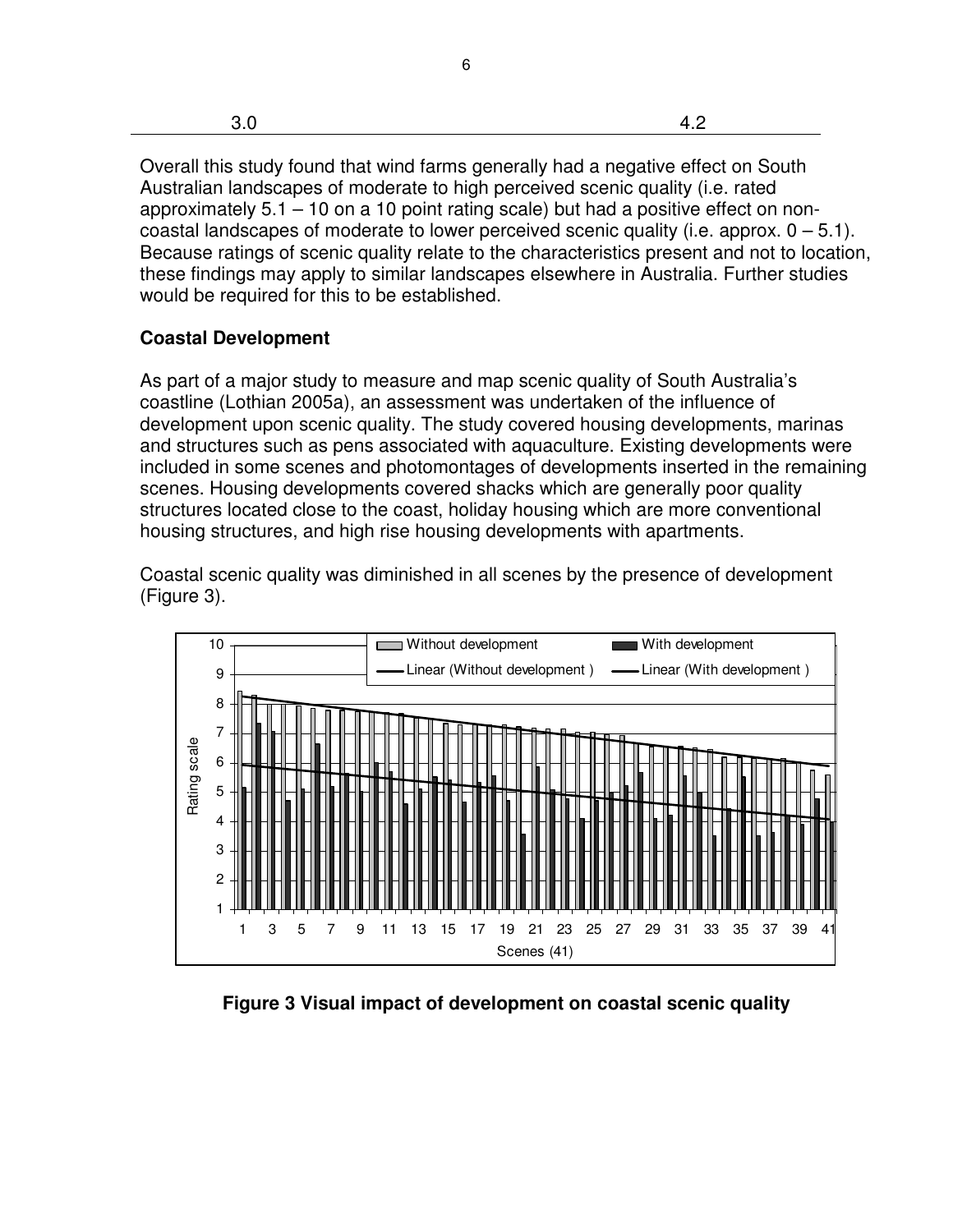| 3.0 | 4.2 |
|---|---|

Overall this study found that wind farms generally had a negative effect on South Australian landscapes of moderate to high perceived scenic quality (i.e. rated approximately 5.1 – 10 on a 10 point rating scale) but had a positive effect on non-coastal landscapes of moderate to lower perceived scenic quality (i.e. approx. 0 – 5.1). Because ratings of scenic quality relate to the characteristics present and not to location, these findings may apply to similar landscapes elsewhere in Australia. Further studies would be required for this to be established.

**Coastal Development**

As part of a major study to measure and map scenic quality of South Australia's coastline (Lothian 2005a), an assessment was undertaken of the influence of development upon scenic quality. The study covered housing developments, marinas and structures such as pens associated with aquaculture. Existing developments were included in some scenes and photomontages of developments inserted in the remaining scenes. Housing developments covered shacks which are generally poor quality structures located close to the coast, holiday housing which are more conventional housing structures, and high rise housing developments with apartments.

Coastal scenic quality was diminished in all scenes by the presence of development (Figure 3).

**Figure 3 Visual impact of development on coastal scenic quality**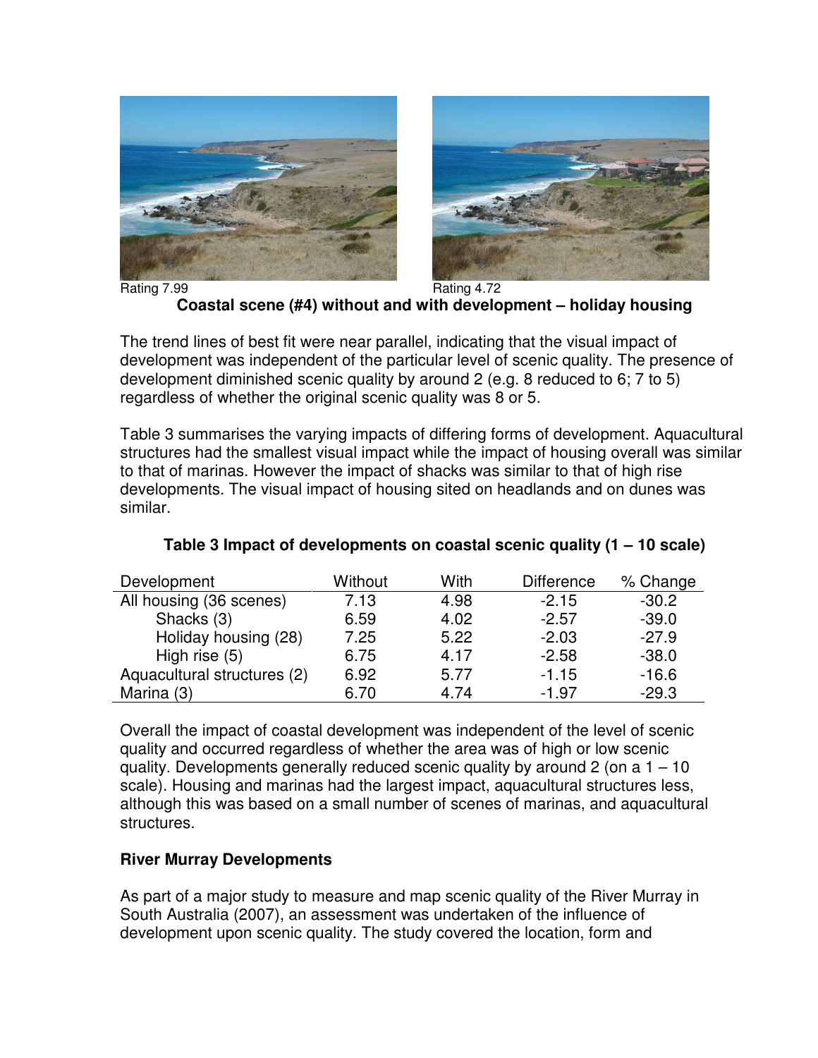Rating 7.99

Rating 4.72

**Coastal scene (#4) without and with development – holiday housing**

The trend lines of best fit were near parallel, indicating that the visual impact of development was independent of the particular level of scenic quality. The presence of development diminished scenic quality by around 2 (e.g. 8 reduced to 6; 7 to 5) regardless of whether the original scenic quality was 8 or 5.

Table 3 summarises the varying impacts of differing forms of development. Aquacultural structures had the smallest visual impact while the impact of housing overall was similar to that of marinas. However the impact of shacks was similar to that of high rise developments. The visual impact of housing sited on headlands and on dunes was similar.

**Table 3 Impact of developments on coastal scenic quality (1 – 10 scale)**

| Development | Without | With | Difference | % Change |
|---|---|---|---|---|
| All housing (36 scenes) | 7.13 | 4.98 | -2.15 | -30.2 |
| Shacks (3) | 6.59 | 4.02 | -2.57 | -39.0 |
| Holiday housing (28) | 7.25 | 5.22 | -2.03 | -27.9 |
| High rise (5) | 6.75 | 4.17 | -2.58 | -38.0 |
| Aquacultural structures (2) | 6.92 | 5.77 | -1.15 | -16.6 |
| Marina (3) | 6.70 | 4.74 | -1.97 | -29.3 |

Overall the impact of coastal development was independent of the level of scenic quality and occurred regardless of whether the area was of high or low scenic quality. Developments generally reduced scenic quality by around 2 (on a 1 – 10 scale). Housing and marinas had the largest impact, aquacultural structures less, although this was based on a small number of scenes of marinas, and aquacultural structures.

**River Murray Developments**

As part of a major study to measure and map scenic quality of the River Murray in South Australia (2007), an assessment was undertaken of the influence of development upon scenic quality. The study covered the location, form and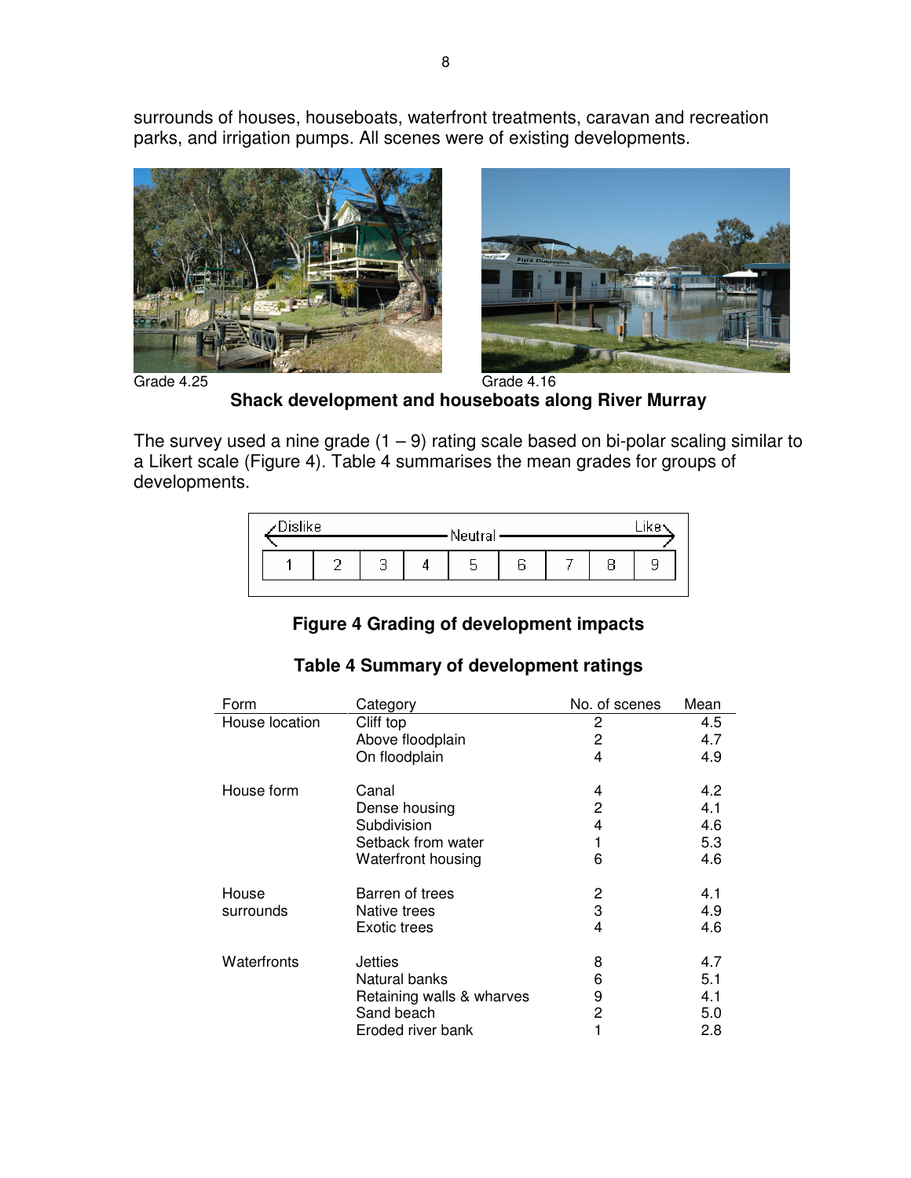surrounds of houses, houseboats, waterfront treatments, caravan and recreation parks, and irrigation pumps. All scenes were of existing developments.

Grade 4.25

Grade 4.16

**Shack development and houseboats along River Murray**

The survey used a nine grade (1 – 9) rating scale based on bi-polar scaling similar to a Likert scale (Figure 4). Table 4 summarises the mean grades for groups of developments.

| Dislike | | | | Neutral | | | | Like |
|---|---|---|---|---|---|---|---|---|
| 1 | 2 | 3 | 4 | 5 | 6 | 7 | 8 | 9 |

**Figure 4 Grading of development impacts**

**Table 4 Summary of development ratings**

| Form | Category | No. of scenes | Mean |
|---|---|---|---|
| House location | Cliff top | 2 | 4.5 |
| | Above floodplain | 2 | 4.7 |
| | On floodplain | 4 | 4.9 |
| House form | Canal | 4 | 4.2 |
| | Dense housing | 2 | 4.1 |
| | Subdivision | 4 | 4.6 |
| | Setback from water | 1 | 5.3 |
| | Waterfront housing | 6 | 4.6 |
| House surrounds | Barren of trees | 2 | 4.1 |
| | Native trees | 3 | 4.9 |
| | Exotic trees | 4 | 4.6 |
| Waterfronts | Jetties | 8 | 4.7 |
| | Natural banks | 6 | 5.1 |
| | Retaining walls & wharves | 9 | 4.1 |
| | Sand beach | 2 | 5.0 |
| | Eroded river bank | 1 | 2.8 |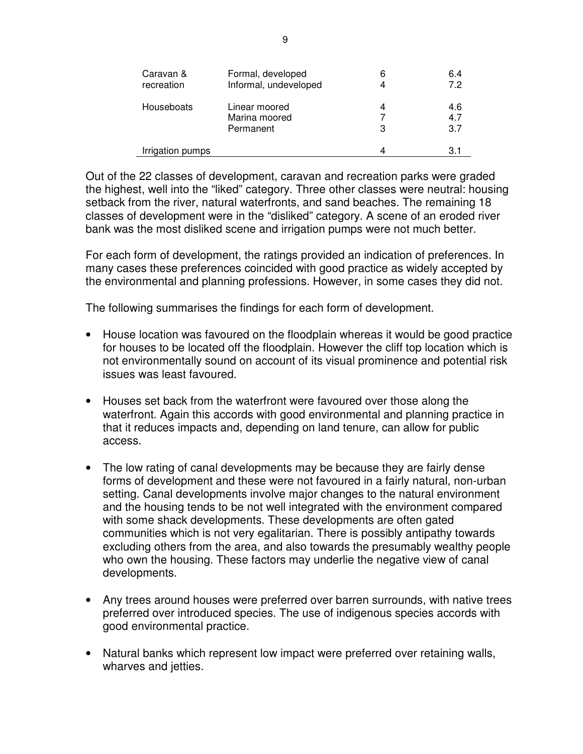| | | | |
|---|---|---|---|
| Caravan & recreation | Formal, developed | 6 | 6.4 |
| | Informal, undeveloped | 4 | 7.2 |
| Houseboats | Linear moored | 4 | 4.6 |
| | Marina moored | 7 | 4.7 |
| | Permanent | 3 | 3.7 |
| Irrigation pumps | | 4 | 3.1 |

Out of the 22 classes of development, caravan and recreation parks were graded the highest, well into the "liked" category. Three other classes were neutral: housing setback from the river, natural waterfronts, and sand beaches. The remaining 18 classes of development were in the "disliked" category. A scene of an eroded river bank was the most disliked scene and irrigation pumps were not much better.

For each form of development, the ratings provided an indication of preferences. In many cases these preferences coincided with good practice as widely accepted by the environmental and planning professions. However, in some cases they did not.

The following summarises the findings for each form of development.

- House location was favoured on the floodplain whereas it would be good practice for houses to be located off the floodplain. However the cliff top location which is not environmentally sound on account of its visual prominence and potential risk issues was least favoured.

- Houses set back from the waterfront were favoured over those along the waterfront. Again this accords with good environmental and planning practice in that it reduces impacts and, depending on land tenure, can allow for public access.

- The low rating of canal developments may be because they are fairly dense forms of development and these were not favoured in a fairly natural, non-urban setting. Canal developments involve major changes to the natural environment and the housing tends to be not well integrated with the environment compared with some shack developments. These developments are often gated communities which is not very egalitarian. There is possibly antipathy towards excluding others from the area, and also towards the presumably wealthy people who own the housing. These factors may underlie the negative view of canal developments.

- Any trees around houses were preferred over barren surrounds, with native trees preferred over introduced species. The use of indigenous species accords with good environmental practice.

- Natural banks which represent low impact were preferred over retaining walls, wharves and jetties.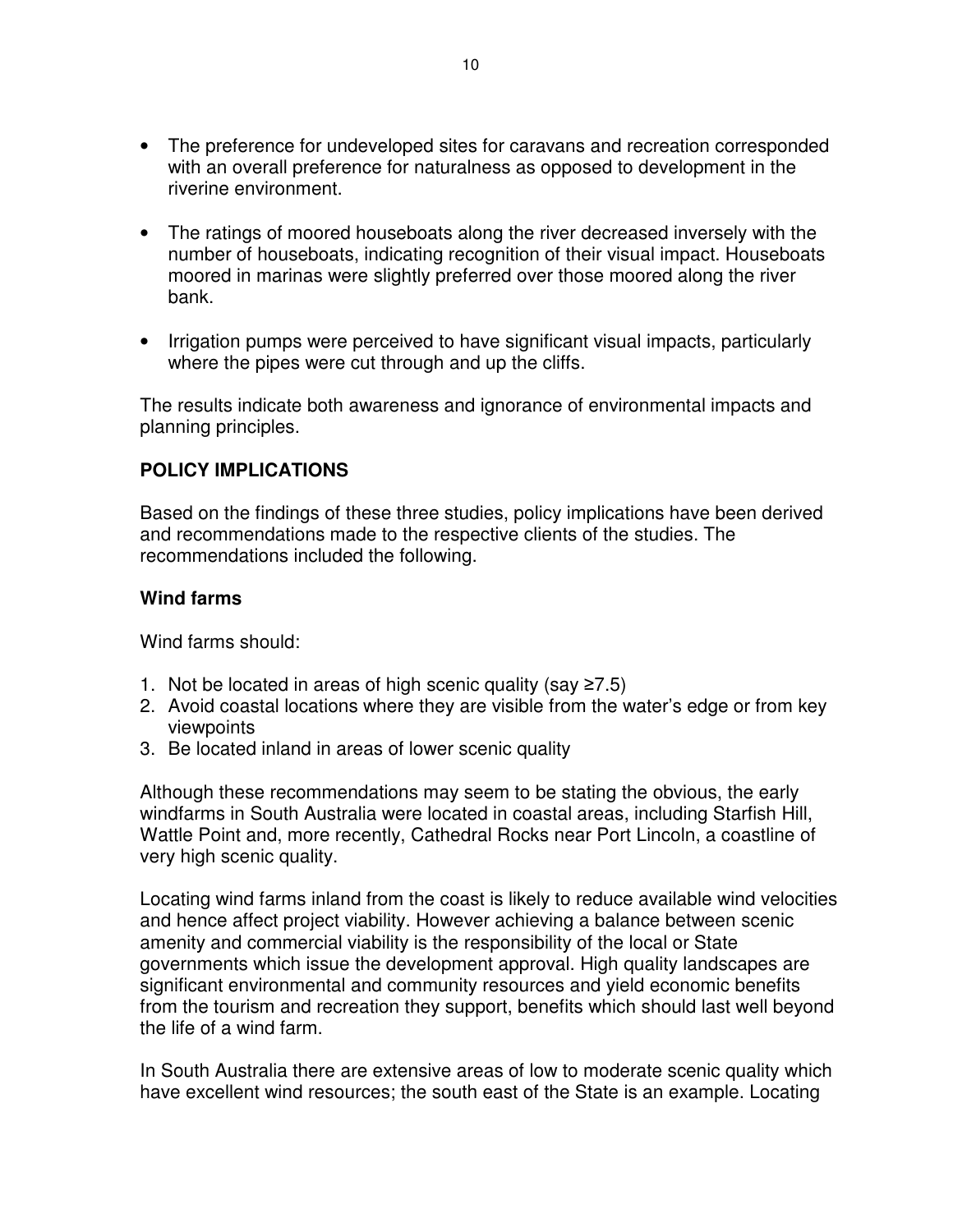- The preference for undeveloped sites for caravans and recreation corresponded with an overall preference for naturalness as opposed to development in the riverine environment.

- The ratings of moored houseboats along the river decreased inversely with the number of houseboats, indicating recognition of their visual impact. Houseboats moored in marinas were slightly preferred over those moored along the river bank.

- Irrigation pumps were perceived to have significant visual impacts, particularly where the pipes were cut through and up the cliffs.

The results indicate both awareness and ignorance of environmental impacts and planning principles.

## POLICY IMPLICATIONS

Based on the findings of these three studies, policy implications have been derived and recommendations made to the respective clients of the studies. The recommendations included the following.

### Wind farms

Wind farms should:

1. Not be located in areas of high scenic quality (say $\geq 7.5$)
2. Avoid coastal locations where they are visible from the water's edge or from key viewpoints
3. Be located inland in areas of lower scenic quality

Although these recommendations may seem to be stating the obvious, the early windfarms in South Australia were located in coastal areas, including Starfish Hill, Wattle Point and, more recently, Cathedral Rocks near Port Lincoln, a coastline of very high scenic quality.

Locating wind farms inland from the coast is likely to reduce available wind velocities and hence affect project viability. However achieving a balance between scenic amenity and commercial viability is the responsibility of the local or State governments which issue the development approval. High quality landscapes are significant environmental and community resources and yield economic benefits from the tourism and recreation they support, benefits which should last well beyond the life of a wind farm.

In South Australia there are extensive areas of low to moderate scenic quality which have excellent wind resources; the south east of the State is an example. Locating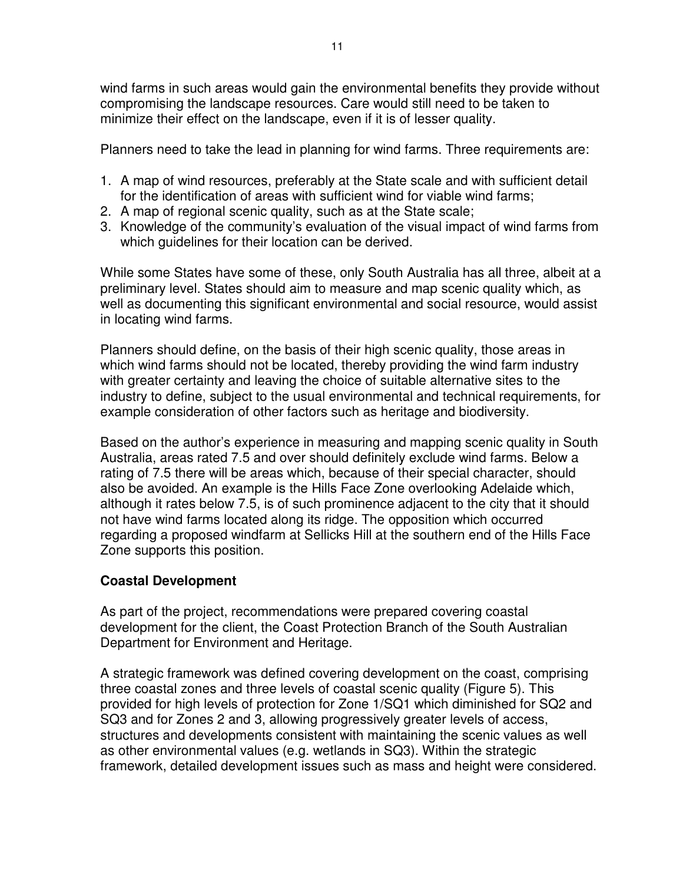wind farms in such areas would gain the environmental benefits they provide without compromising the landscape resources. Care would still need to be taken to minimize their effect on the landscape, even if it is of lesser quality.

Planners need to take the lead in planning for wind farms. Three requirements are:

1. A map of wind resources, preferably at the State scale and with sufficient detail for the identification of areas with sufficient wind for viable wind farms;
2. A map of regional scenic quality, such as at the State scale;
3. Knowledge of the community's evaluation of the visual impact of wind farms from which guidelines for their location can be derived.

While some States have some of these, only South Australia has all three, albeit at a preliminary level. States should aim to measure and map scenic quality which, as well as documenting this significant environmental and social resource, would assist in locating wind farms.

Planners should define, on the basis of their high scenic quality, those areas in which wind farms should not be located, thereby providing the wind farm industry with greater certainty and leaving the choice of suitable alternative sites to the industry to define, subject to the usual environmental and technical requirements, for example consideration of other factors such as heritage and biodiversity.

Based on the author's experience in measuring and mapping scenic quality in South Australia, areas rated 7.5 and over should definitely exclude wind farms. Below a rating of 7.5 there will be areas which, because of their special character, should also be avoided. An example is the Hills Face Zone overlooking Adelaide which, although it rates below 7.5, is of such prominence adjacent to the city that it should not have wind farms located along its ridge. The opposition which occurred regarding a proposed windfarm at Sellicks Hill at the southern end of the Hills Face Zone supports this position.

### Coastal Development

As part of the project, recommendations were prepared covering coastal development for the client, the Coast Protection Branch of the South Australian Department for Environment and Heritage.

A strategic framework was defined covering development on the coast, comprising three coastal zones and three levels of coastal scenic quality (Figure 5). This provided for high levels of protection for Zone 1/SQ1 which diminished for SQ2 and SQ3 and for Zones 2 and 3, allowing progressively greater levels of access, structures and developments consistent with maintaining the scenic values as well as other environmental values (e.g. wetlands in SQ3). Within the strategic framework, detailed development issues such as mass and height were considered.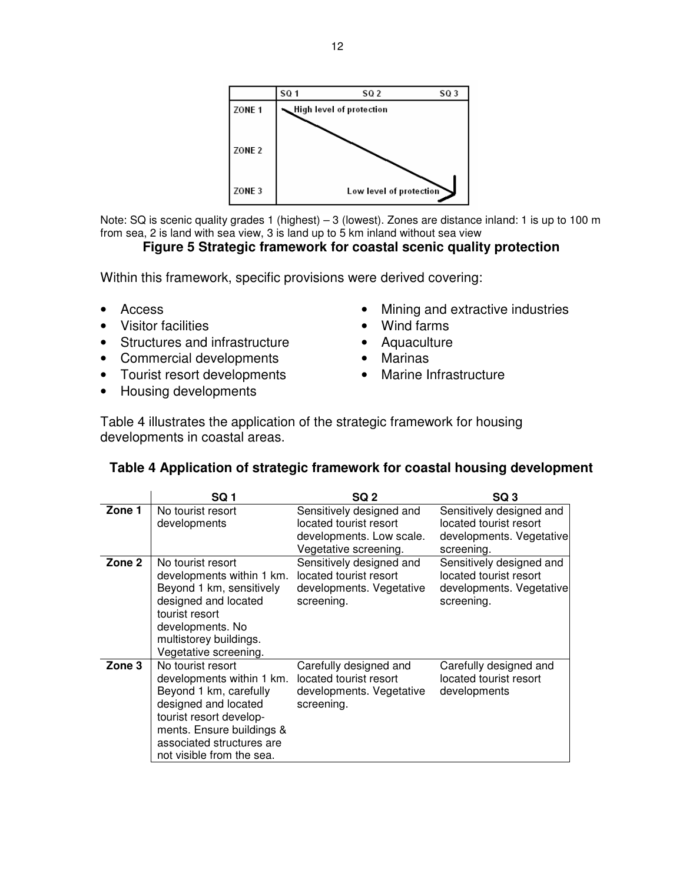|        | SQ 1                     | SQ 2 | SQ 3 |
|--------|--------------------------|------|------|
| ZONE 1 | High level of protection |      |      |
| ZONE 2 |                          |      |      |
| ZONE 3 |                          | Low level of protection |      |

Note: SQ is scenic quality grades 1 (highest) – 3 (lowest). Zones are distance inland: 1 is up to 100 m from sea, 2 is land with sea view, 3 is land up to 5 km inland without sea view

**Figure 5 Strategic framework for coastal scenic quality protection**

Within this framework, specific provisions were derived covering:

- Access
- Visitor facilities
- Structures and infrastructure
- Commercial developments
- Tourist resort developments
- Housing developments
- Mining and extractive industries
- Wind farms
- Aquaculture
- Marinas
- Marine Infrastructure

Table 4 illustrates the application of the strategic framework for housing developments in coastal areas.

**Table 4 Application of strategic framework for coastal housing development**

| | SQ 1 | SQ 2 | SQ 3 |
|---|---|---|---|
| **Zone 1** | No tourist resort developments | Sensitively designed and located tourist resort developments. Low scale. Vegetative screening. | Sensitively designed and located tourist resort developments. Vegetative screening. |
| **Zone 2** | No tourist resort developments within 1 km. Beyond 1 km, sensitively designed and located tourist resort developments. No multistorey buildings. Vegetative screening. | Sensitively designed and located tourist resort developments. Vegetative screening. | Sensitively designed and located tourist resort developments. Vegetative screening. |
| **Zone 3** | No tourist resort developments within 1 km. Beyond 1 km, carefully designed and located tourist resort develop-ments. Ensure buildings & associated structures are not visible from the sea. | Carefully designed and located tourist resort developments. Vegetative screening. | Carefully designed and located tourist resort developments |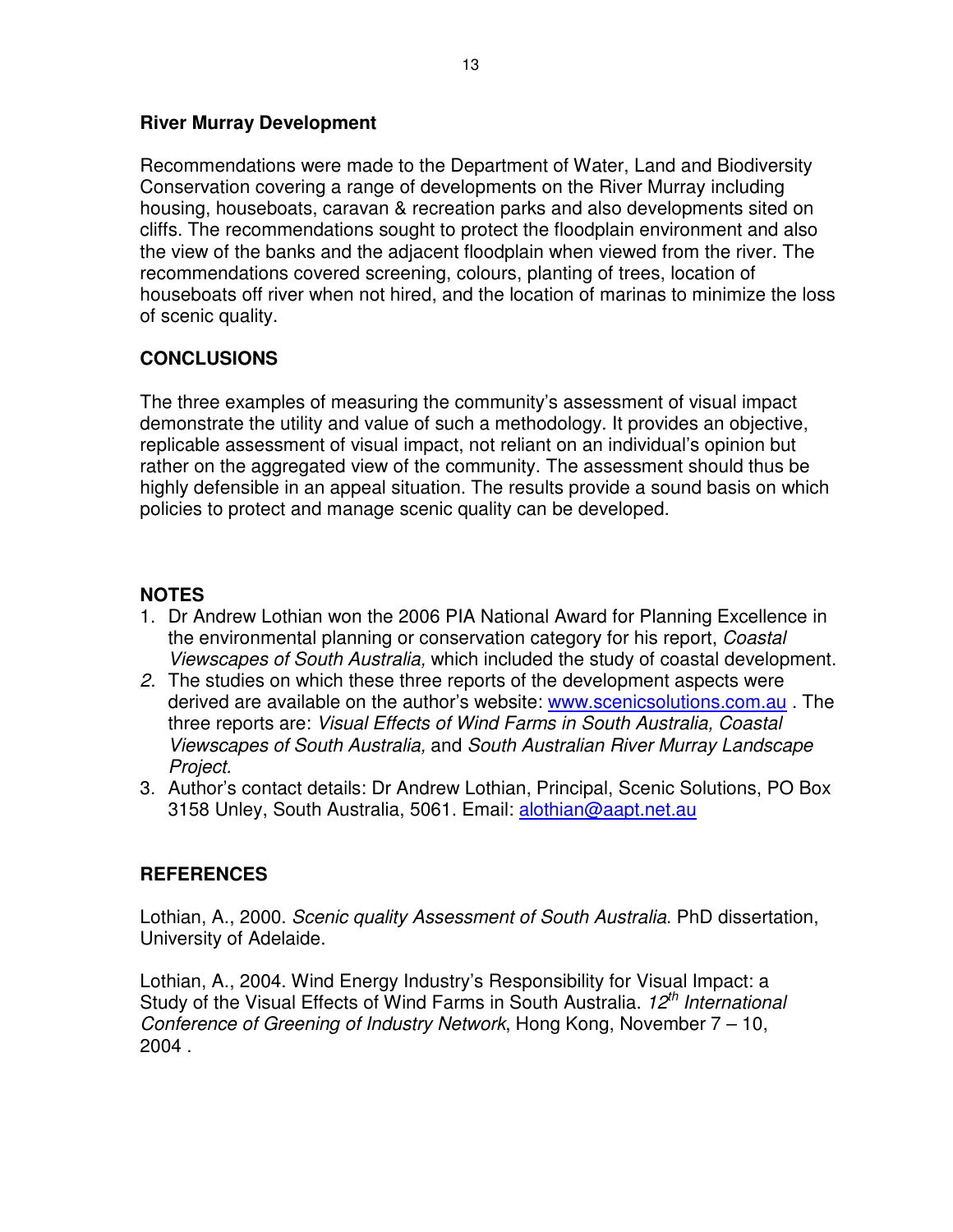**River Murray Development**

Recommendations were made to the Department of Water, Land and Biodiversity Conservation covering a range of developments on the River Murray including housing, houseboats, caravan & recreation parks and also developments sited on cliffs. The recommendations sought to protect the floodplain environment and also the view of the banks and the adjacent floodplain when viewed from the river. The recommendations covered screening, colours, planting of trees, location of houseboats off river when not hired, and the location of marinas to minimize the loss of scenic quality.

## CONCLUSIONS

The three examples of measuring the community's assessment of visual impact demonstrate the utility and value of such a methodology. It provides an objective, replicable assessment of visual impact, not reliant on an individual's opinion but rather on the aggregated view of the community. The assessment should thus be highly defensible in an appeal situation. The results provide a sound basis on which policies to protect and manage scenic quality can be developed.

## NOTES

1. Dr Andrew Lothian won the 2006 PIA National Award for Planning Excellence in the environmental planning or conservation category for his report, *Coastal Viewscapes of South Australia,* which included the study of coastal development.
2. The studies on which these three reports of the development aspects were derived are available on the author's website: www.scenicsolutions.com.au . The three reports are: *Visual Effects of Wind Farms in South Australia, Coastal Viewscapes of South Australia,* and *South Australian River Murray Landscape Project.*
3. Author's contact details: Dr Andrew Lothian, Principal, Scenic Solutions, PO Box 3158 Unley, South Australia, 5061. Email: alothian@aapt.net.au

## REFERENCES

Lothian, A., 2000. *Scenic quality Assessment of South Australia*. PhD dissertation, University of Adelaide.

Lothian, A., 2004. Wind Energy Industry's Responsibility for Visual Impact: a Study of the Visual Effects of Wind Farms in South Australia. *12th International Conference of Greening of Industry Network*, Hong Kong, November 7 – 10, 2004 .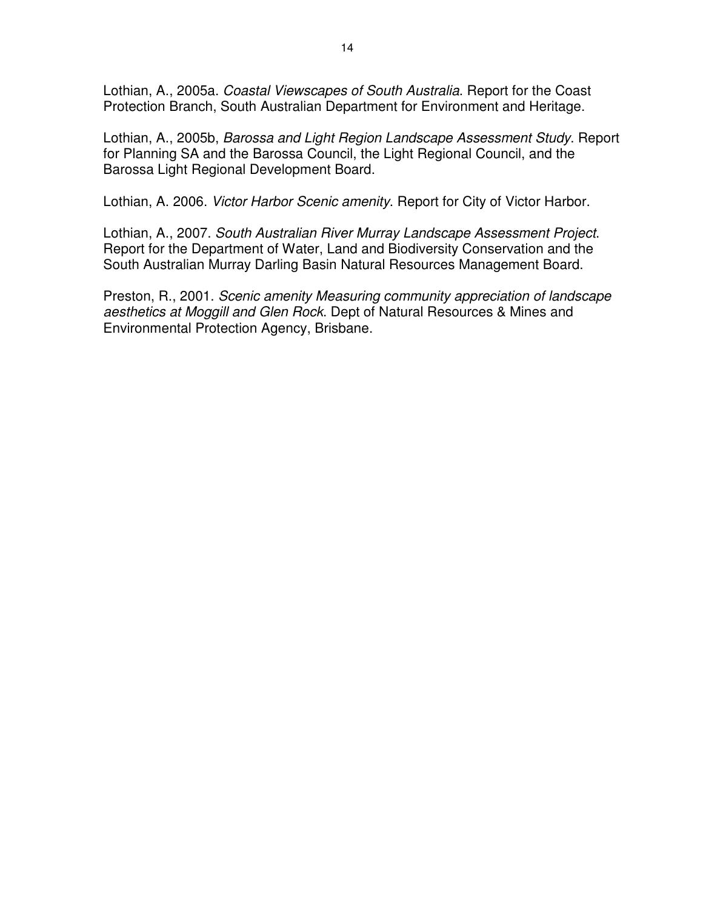Lothian, A., 2005a. *Coastal Viewscapes of South Australia*. Report for the Coast Protection Branch, South Australian Department for Environment and Heritage.

Lothian, A., 2005b, *Barossa and Light Region Landscape Assessment Study*. Report for Planning SA and the Barossa Council, the Light Regional Council, and the Barossa Light Regional Development Board.

Lothian, A. 2006. *Victor Harbor Scenic amenity*. Report for City of Victor Harbor.

Lothian, A., 2007. *South Australian River Murray Landscape Assessment Project*. Report for the Department of Water, Land and Biodiversity Conservation and the South Australian Murray Darling Basin Natural Resources Management Board.

Preston, R., 2001. *Scenic amenity Measuring community appreciation of landscape aesthetics at Moggill and Glen Rock*. Dept of Natural Resources & Mines and Environmental Protection Agency, Brisbane.